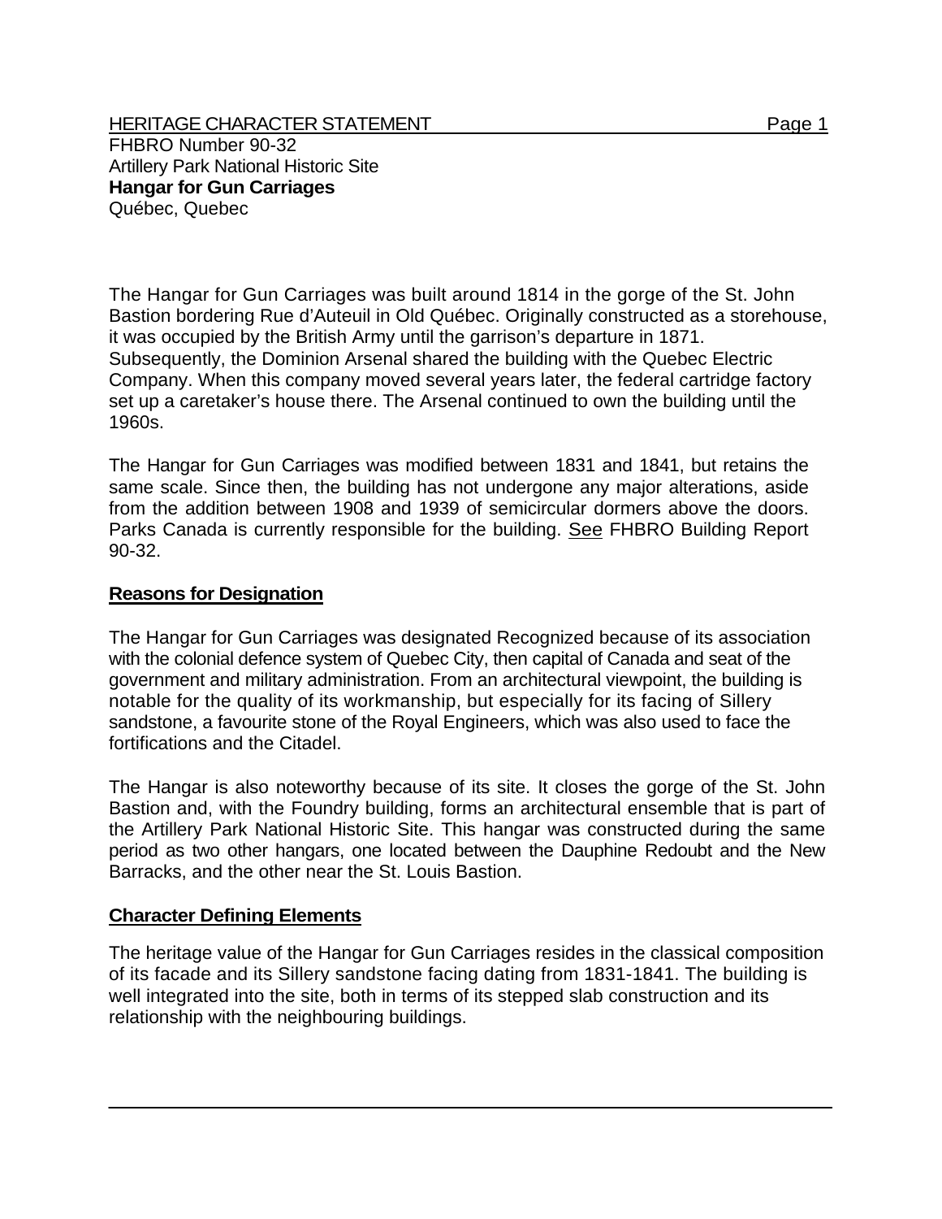HERITAGE CHARACTER STATEMENT

FHBRO Number 90-32
Artillery Park National Historic Site
**Hangar for Gun Carriages**
Québec, Quebec

The Hangar for Gun Carriages was built around 1814 in the gorge of the St. John Bastion bordering Rue d'Auteuil in Old Québec. Originally constructed as a storehouse, it was occupied by the British Army until the garrison's departure in 1871. Subsequently, the Dominion Arsenal shared the building with the Quebec Electric Company. When this company moved several years later, the federal cartridge factory set up a caretaker's house there. The Arsenal continued to own the building until the 1960s.

The Hangar for Gun Carriages was modified between 1831 and 1841, but retains the same scale. Since then, the building has not undergone any major alterations, aside from the addition between 1908 and 1939 of semicircular dormers above the doors. Parks Canada is currently responsible for the building. See FHBRO Building Report 90-32.

## Reasons for Designation

The Hangar for Gun Carriages was designated Recognized because of its association with the colonial defence system of Quebec City, then capital of Canada and seat of the government and military administration. From an architectural viewpoint, the building is notable for the quality of its workmanship, but especially for its facing of Sillery sandstone, a favourite stone of the Royal Engineers, which was also used to face the fortifications and the Citadel.

The Hangar is also noteworthy because of its site. It closes the gorge of the St. John Bastion and, with the Foundry building, forms an architectural ensemble that is part of the Artillery Park National Historic Site. This hangar was constructed during the same period as two other hangars, one located between the Dauphine Redoubt and the New Barracks, and the other near the St. Louis Bastion.

## Character Defining Elements

The heritage value of the Hangar for Gun Carriages resides in the classical composition of its facade and its Sillery sandstone facing dating from 1831-1841. The building is well integrated into the site, both in terms of its stepped slab construction and its relationship with the neighbouring buildings.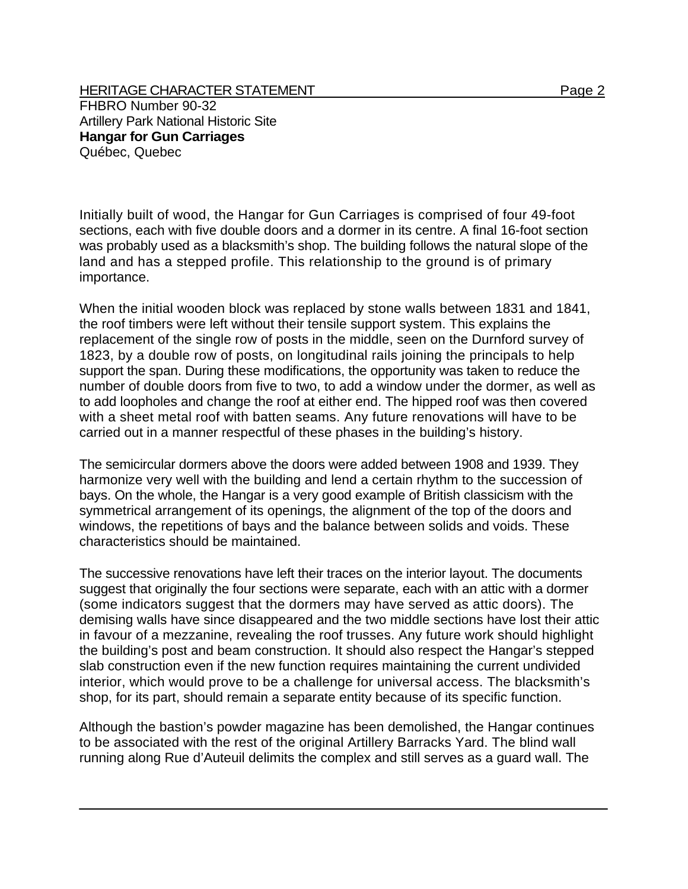Initially built of wood, the Hangar for Gun Carriages is comprised of four 49-foot sections, each with five double doors and a dormer in its centre. A final 16-foot section was probably used as a blacksmith's shop. The building follows the natural slope of the land and has a stepped profile. This relationship to the ground is of primary importance.

When the initial wooden block was replaced by stone walls between 1831 and 1841, the roof timbers were left without their tensile support system. This explains the replacement of the single row of posts in the middle, seen on the Durnford survey of 1823, by a double row of posts, on longitudinal rails joining the principals to help support the span. During these modifications, the opportunity was taken to reduce the number of double doors from five to two, to add a window under the dormer, as well as to add loopholes and change the roof at either end. The hipped roof was then covered with a sheet metal roof with batten seams. Any future renovations will have to be carried out in a manner respectful of these phases in the building's history.

The semicircular dormers above the doors were added between 1908 and 1939. They harmonize very well with the building and lend a certain rhythm to the succession of bays. On the whole, the Hangar is a very good example of British classicism with the symmetrical arrangement of its openings, the alignment of the top of the doors and windows, the repetitions of bays and the balance between solids and voids. These characteristics should be maintained.

The successive renovations have left their traces on the interior layout. The documents suggest that originally the four sections were separate, each with an attic with a dormer (some indicators suggest that the dormers may have served as attic doors). The demising walls have since disappeared and the two middle sections have lost their attic in favour of a mezzanine, revealing the roof trusses. Any future work should highlight the building's post and beam construction. It should also respect the Hangar's stepped slab construction even if the new function requires maintaining the current undivided interior, which would prove to be a challenge for universal access. The blacksmith's shop, for its part, should remain a separate entity because of its specific function.

Although the bastion's powder magazine has been demolished, the Hangar continues to be associated with the rest of the original Artillery Barracks Yard. The blind wall running along Rue d'Auteuil delimits the complex and still serves as a guard wall. The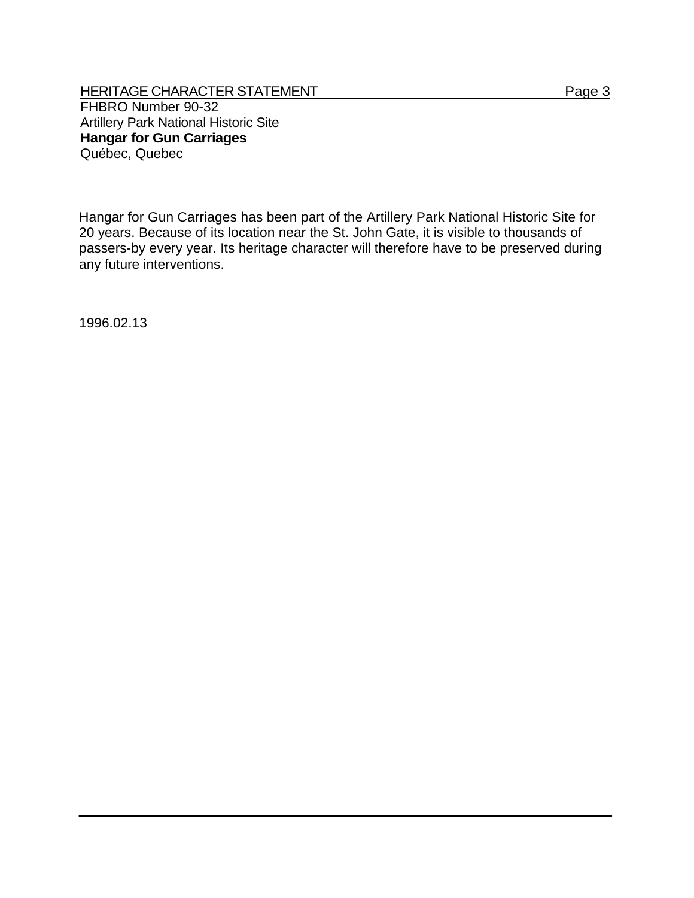Hangar for Gun Carriages has been part of the Artillery Park National Historic Site for 20 years. Because of its location near the St. John Gate, it is visible to thousands of passers-by every year. Its heritage character will therefore have to be preserved during any future interventions.

1996.02.13